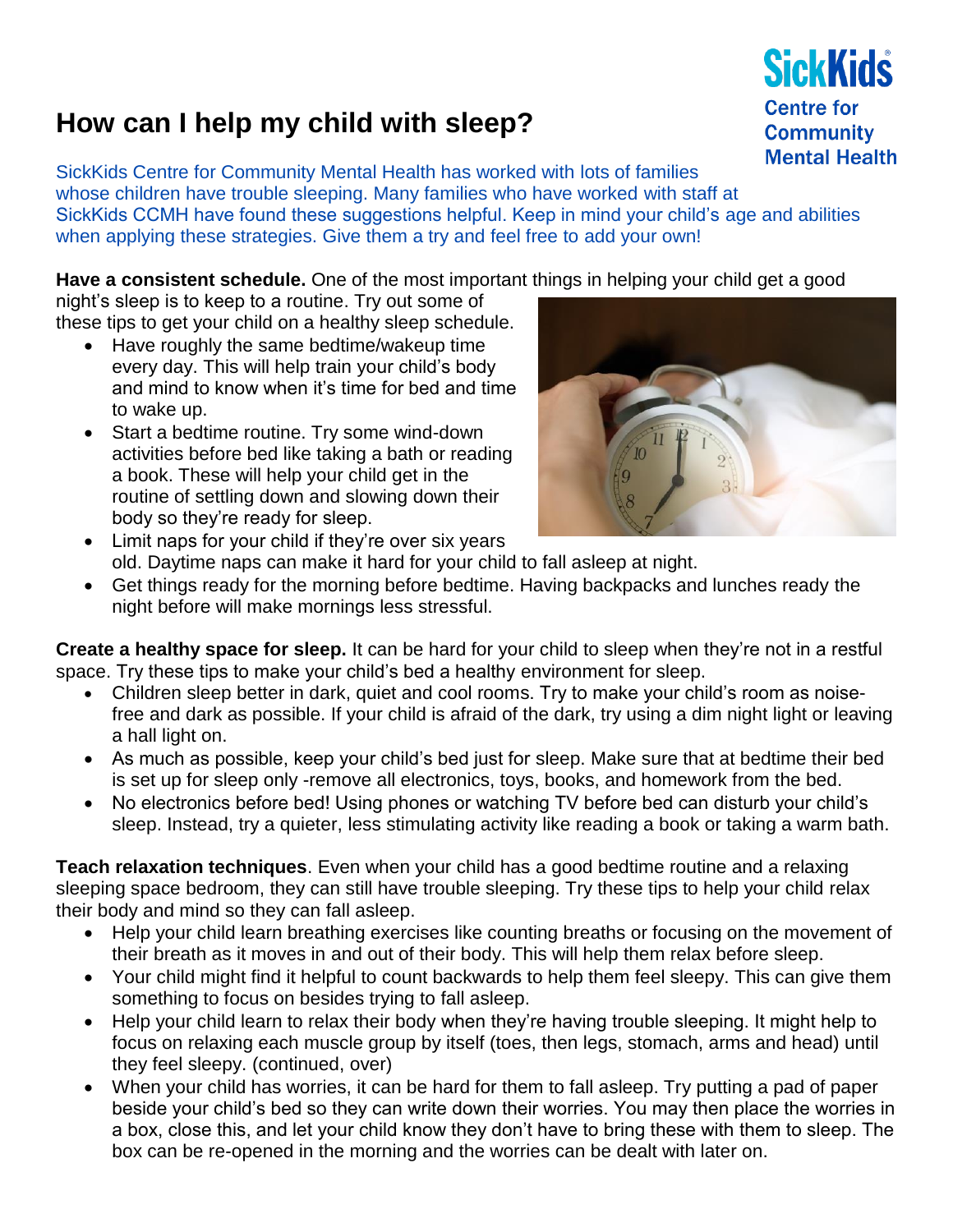# How can I help my child with sleep?

SickKids Centre for Community Mental Health

SickKids Centre for Community Mental Health has worked with lots of families whose children have trouble sleeping. Many families who have worked with staff at SickKids CCMH have found these suggestions helpful. Keep in mind your child's age and abilities when applying these strategies. Give them a try and feel free to add your own!

**Have a consistent schedule.** One of the most important things in helping your child get a good night's sleep is to keep to a routine. Try out some of these tips to get your child on a healthy sleep schedule.

- Have roughly the same bedtime/wakeup time every day. This will help train your child's body and mind to know when it's time for bed and time to wake up.
- Start a bedtime routine. Try some wind-down activities before bed like taking a bath or reading a book. These will help your child get in the routine of settling down and slowing down their body so they're ready for sleep.
- Limit naps for your child if they're over six years old. Daytime naps can make it hard for your child to fall asleep at night.
- Get things ready for the morning before bedtime. Having backpacks and lunches ready the night before will make mornings less stressful.

**Create a healthy space for sleep.** It can be hard for your child to sleep when they're not in a restful space. Try these tips to make your child's bed a healthy environment for sleep.

- Children sleep better in dark, quiet and cool rooms. Try to make your child's room as noise-free and dark as possible. If your child is afraid of the dark, try using a dim night light or leaving a hall light on.
- As much as possible, keep your child's bed just for sleep. Make sure that at bedtime their bed is set up for sleep only -remove all electronics, toys, books, and homework from the bed.
- No electronics before bed! Using phones or watching TV before bed can disturb your child's sleep. Instead, try a quieter, less stimulating activity like reading a book or taking a warm bath.

**Teach relaxation techniques**. Even when your child has a good bedtime routine and a relaxing sleeping space bedroom, they can still have trouble sleeping. Try these tips to help your child relax their body and mind so they can fall asleep.

- Help your child learn breathing exercises like counting breaths or focusing on the movement of their breath as it moves in and out of their body. This will help them relax before sleep.
- Your child might find it helpful to count backwards to help them feel sleepy. This can give them something to focus on besides trying to fall asleep.
- Help your child learn to relax their body when they're having trouble sleeping. It might help to focus on relaxing each muscle group by itself (toes, then legs, stomach, arms and head) until they feel sleepy. (continued, over)
- When your child has worries, it can be hard for them to fall asleep. Try putting a pad of paper beside your child's bed so they can write down their worries. You may then place the worries in a box, close this, and let your child know they don't have to bring these with them to sleep. The box can be re-opened in the morning and the worries can be dealt with later on.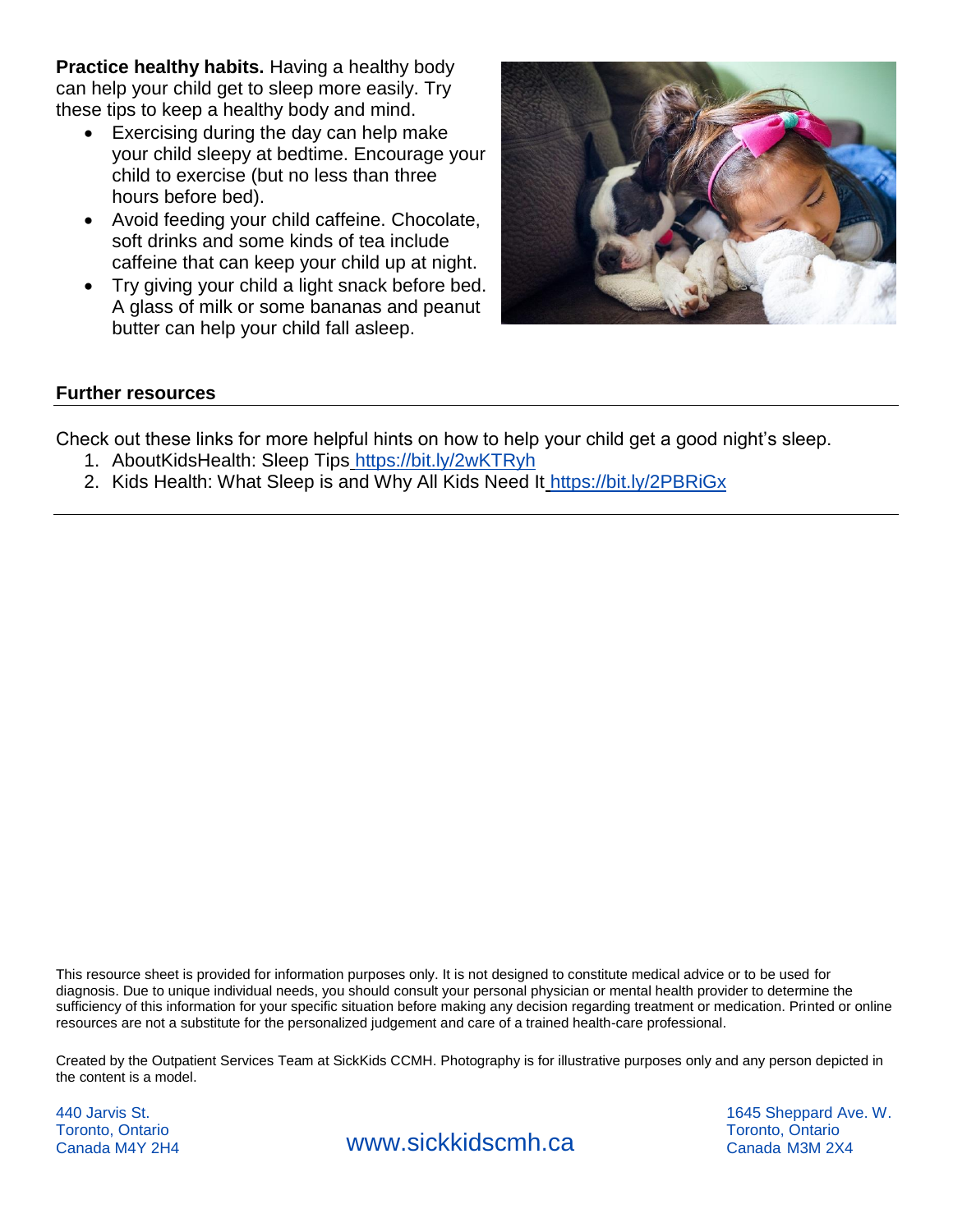**Practice healthy habits.** Having a healthy body can help your child get to sleep more easily. Try these tips to keep a healthy body and mind.

- Exercising during the day can help make your child sleepy at bedtime. Encourage your child to exercise (but no less than three hours before bed).
- Avoid feeding your child caffeine. Chocolate, soft drinks and some kinds of tea include caffeine that can keep your child up at night.
- Try giving your child a light snack before bed. A glass of milk or some bananas and peanut butter can help your child fall asleep.

## Further resources

Check out these links for more helpful hints on how to help your child get a good night's sleep.

1. AboutKidsHealth: Sleep Tips https://bit.ly/2wKTRyh
2. Kids Health: What Sleep is and Why All Kids Need It https://bit.ly/2PBRiGx

---

This resource sheet is provided for information purposes only. It is not designed to constitute medical advice or to be used for diagnosis. Due to unique individual needs, you should consult your personal physician or mental health provider to determine the sufficiency of this information for your specific situation before making any decision regarding treatment or medication. Printed or online resources are not a substitute for the personalized judgement and care of a trained health-care professional.

Created by the Outpatient Services Team at SickKids CCMH. Photography is for illustrative purposes only and any person depicted in the content is a model.

440 Jarvis St.
Toronto, Ontario
Canada M4Y 2H4

www.sickkidscmh.ca

1645 Sheppard Ave. W.
Toronto, Ontario
Canada M3M 2X4